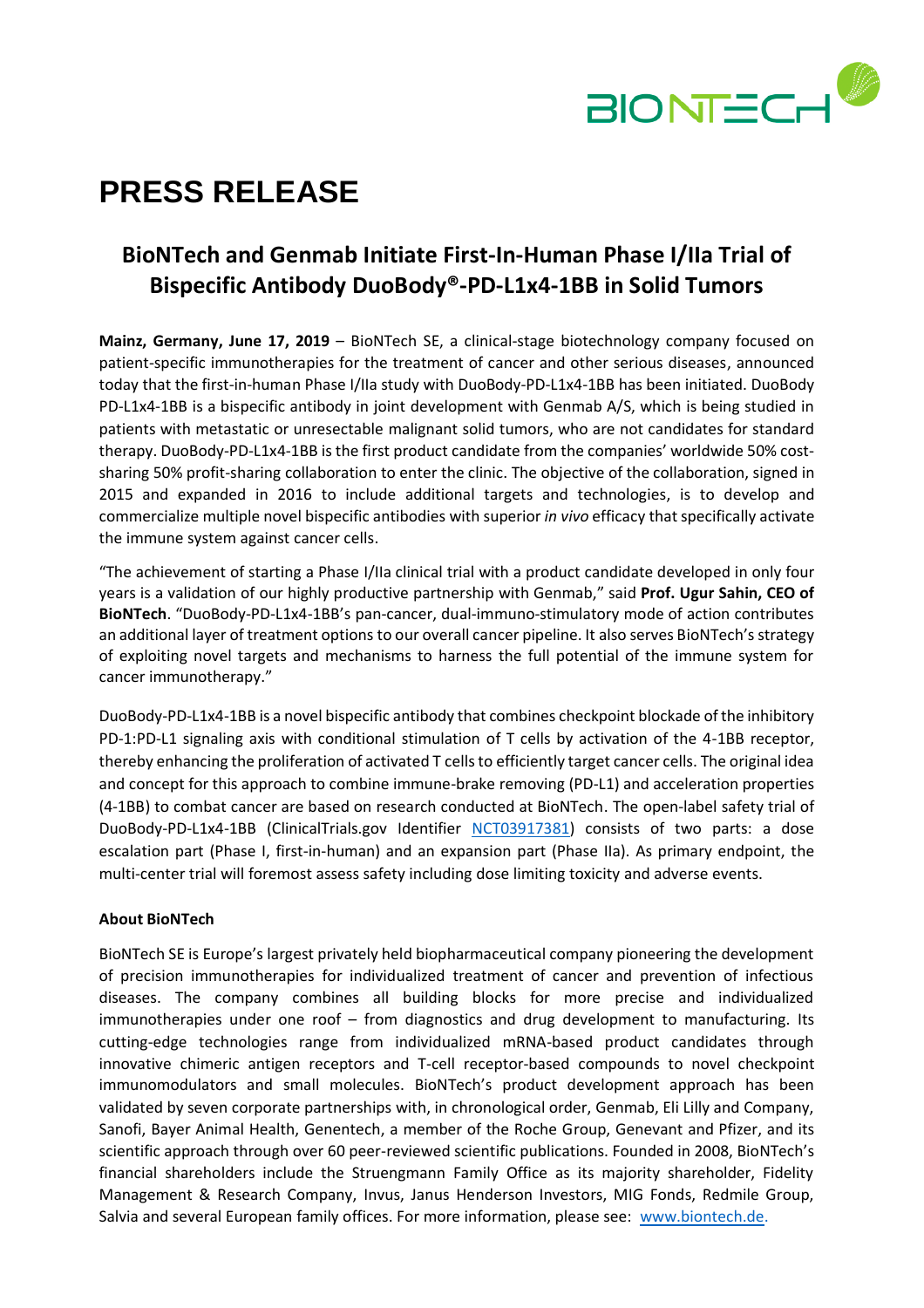# PRESS RELEASE

## BioNTech and Genmab Initiate First-In-Human Phase I/IIa Trial of Bispecific Antibody DuoBody®-PD-L1x4-1BB in Solid Tumors

**Mainz, Germany, June 17, 2019** – BioNTech SE, a clinical-stage biotechnology company focused on patient-specific immunotherapies for the treatment of cancer and other serious diseases, announced today that the first-in-human Phase I/IIa study with DuoBody-PD-L1x4-1BB has been initiated. DuoBody PD-L1x4-1BB is a bispecific antibody in joint development with Genmab A/S, which is being studied in patients with metastatic or unresectable malignant solid tumors, who are not candidates for standard therapy. DuoBody-PD-L1x4-1BB is the first product candidate from the companies' worldwide 50% cost-sharing 50% profit-sharing collaboration to enter the clinic. The objective of the collaboration, signed in 2015 and expanded in 2016 to include additional targets and technologies, is to develop and commercialize multiple novel bispecific antibodies with superior *in vivo* efficacy that specifically activate the immune system against cancer cells.

"The achievement of starting a Phase I/IIa clinical trial with a product candidate developed in only four years is a validation of our highly productive partnership with Genmab," said **Prof. Ugur Sahin, CEO of BioNTech**. "DuoBody-PD-L1x4-1BB's pan-cancer, dual-immuno-stimulatory mode of action contributes an additional layer of treatment options to our overall cancer pipeline. It also serves BioNTech's strategy of exploiting novel targets and mechanisms to harness the full potential of the immune system for cancer immunotherapy."

DuoBody-PD-L1x4-1BB is a novel bispecific antibody that combines checkpoint blockade of the inhibitory PD-1:PD-L1 signaling axis with conditional stimulation of T cells by activation of the 4-1BB receptor, thereby enhancing the proliferation of activated T cells to efficiently target cancer cells. The original idea and concept for this approach to combine immune-brake removing (PD-L1) and acceleration properties (4-1BB) to combat cancer are based on research conducted at BioNTech. The open-label safety trial of DuoBody-PD-L1x4-1BB (ClinicalTrials.gov Identifier NCT03917381) consists of two parts: a dose escalation part (Phase I, first-in-human) and an expansion part (Phase IIa). As primary endpoint, the multi-center trial will foremost assess safety including dose limiting toxicity and adverse events.

**About BioNTech**

BioNTech SE is Europe's largest privately held biopharmaceutical company pioneering the development of precision immunotherapies for individualized treatment of cancer and prevention of infectious diseases. The company combines all building blocks for more precise and individualized immunotherapies under one roof – from diagnostics and drug development to manufacturing. Its cutting-edge technologies range from individualized mRNA-based product candidates through innovative chimeric antigen receptors and T-cell receptor-based compounds to novel checkpoint immunomodulators and small molecules. BioNTech's product development approach has been validated by seven corporate partnerships with, in chronological order, Genmab, Eli Lilly and Company, Sanofi, Bayer Animal Health, Genentech, a member of the Roche Group, Genevant and Pfizer, and its scientific approach through over 60 peer-reviewed scientific publications. Founded in 2008, BioNTech's financial shareholders include the Struengmann Family Office as its majority shareholder, Fidelity Management & Research Company, Invus, Janus Henderson Investors, MIG Fonds, Redmile Group, Salvia and several European family offices. For more information, please see: www.biontech.de.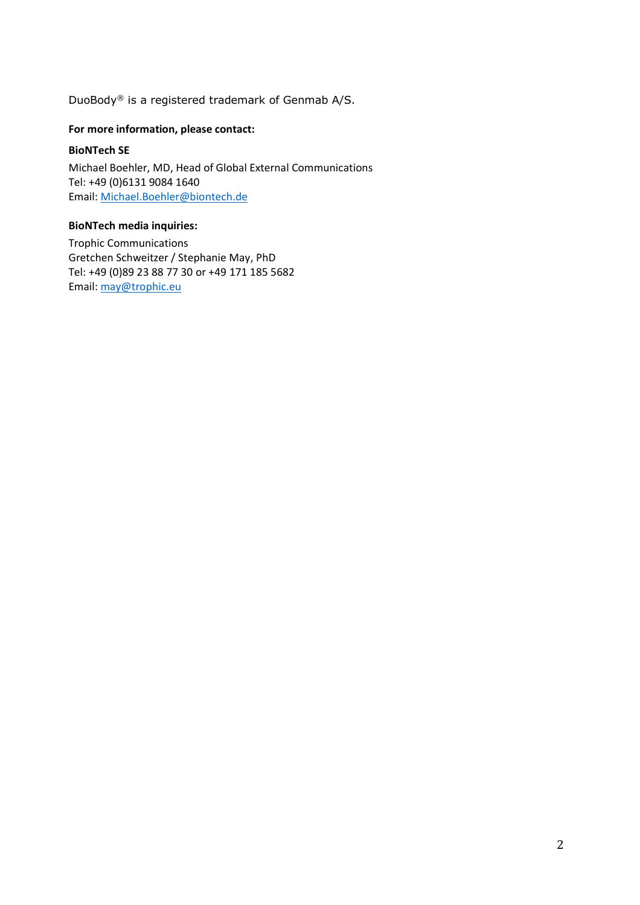DuoBody® is a registered trademark of Genmab A/S.

**For more information, please contact:**

**BioNTech SE**

Michael Boehler, MD, Head of Global External Communications
Tel: +49 (0)6131 9084 1640
Email: Michael.Boehler@biontech.de

**BioNTech media inquiries:**

Trophic Communications
Gretchen Schweitzer / Stephanie May, PhD
Tel: +49 (0)89 23 88 77 30 or +49 171 185 5682
Email: may@trophic.eu